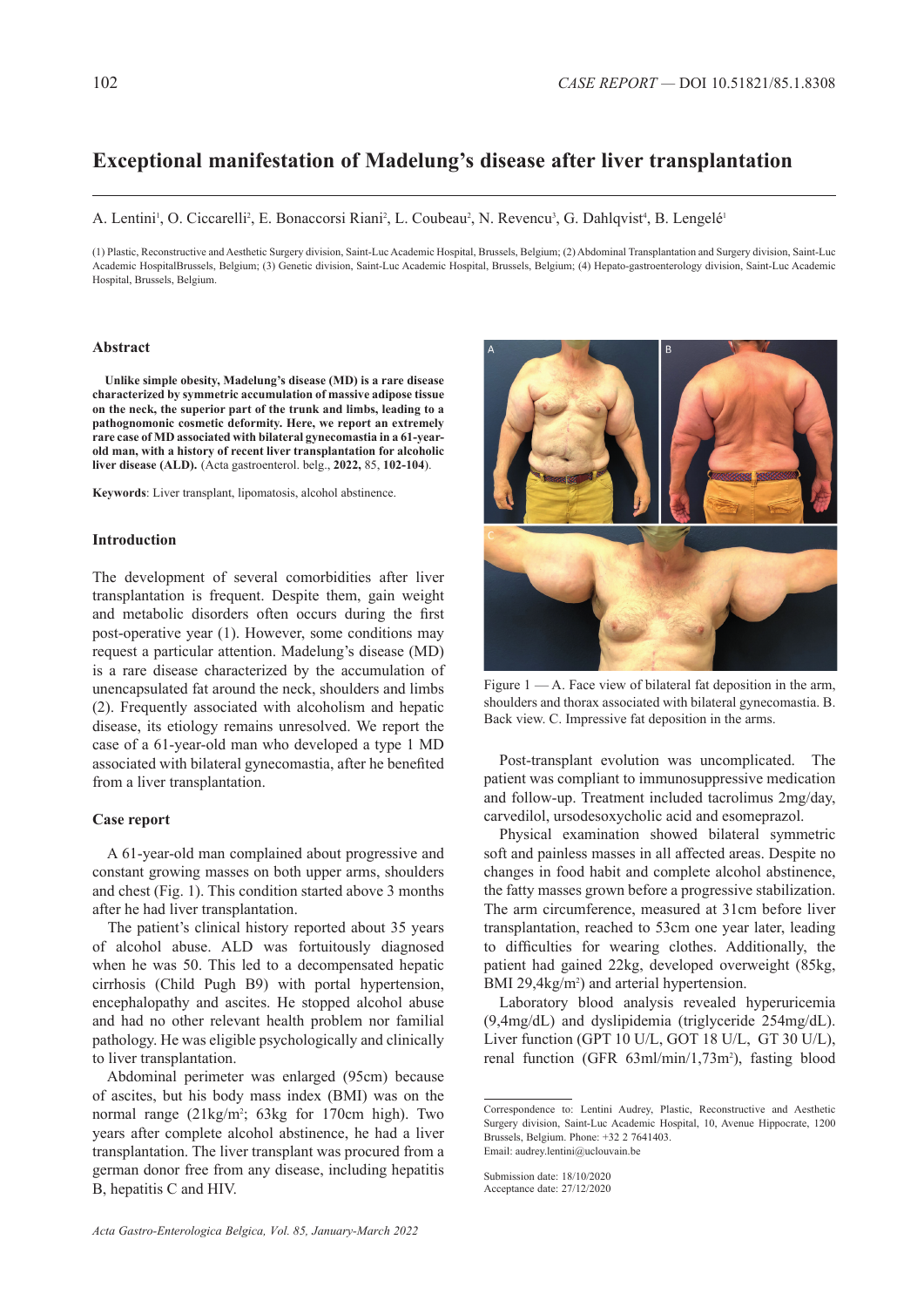# Exceptional manifestation of Madelung's disease after liver transplantation

A. Lentini[1], O. Ciccarelli[2], E. Bonaccorsi Riani[2], L. Coubeau[2], N. Revencu[3], G. Dahlqvist[4], B. Lengelé[1]

(1) Plastic, Reconstructive and Aesthetic Surgery division, Saint-Luc Academic Hospital, Brussels, Belgium; (2) Abdominal Transplantation and Surgery division, Saint-Luc Academic HospitalBrussels, Belgium; (3) Genetic division, Saint-Luc Academic Hospital, Brussels, Belgium; (4) Hepato-gastroenterology division, Saint-Luc Academic Hospital, Brussels, Belgium.

## Abstract

**Unlike simple obesity, Madelung's disease (MD) is a rare disease characterized by symmetric accumulation of massive adipose tissue on the neck, the superior part of the trunk and limbs, leading to a pathognomonic cosmetic deformity. Here, we report an extremely rare case of MD associated with bilateral gynecomastia in a 61-year-old man, with a history of recent liver transplantation for alcoholic liver disease (ALD).** (Acta gastroenterol. belg., **2022,** 85, **102-104**).

**Keywords**: Liver transplant, lipomatosis, alcohol abstinence.

## Introduction

The development of several comorbidities after liver transplantation is frequent. Despite them, gain weight and metabolic disorders often occurs during the first post-operative year (1). However, some conditions may request a particular attention. Madelung's disease (MD) is a rare disease characterized by the accumulation of unencapsulated fat around the neck, shoulders and limbs (2). Frequently associated with alcoholism and hepatic disease, its etiology remains unresolved. We report the case of a 61-year-old man who developed a type 1 MD associated with bilateral gynecomastia, after he benefited from a liver transplantation.

## Case report

A 61-year-old man complained about progressive and constant growing masses on both upper arms, shoulders and chest (Fig. 1). This condition started above 3 months after he had liver transplantation.

The patient's clinical history reported about 35 years of alcohol abuse. ALD was fortuitously diagnosed when he was 50. This led to a decompensated hepatic cirrhosis (Child Pugh B9) with portal hypertension, encephalopathy and ascites. He stopped alcohol abuse and had no other relevant health problem nor familial pathology. He was eligible psychologically and clinically to liver transplantation.

Abdominal perimeter was enlarged (95cm) because of ascites, but his body mass index (BMI) was on the normal range (21kg/m²; 63kg for 170cm high). Two years after complete alcohol abstinence, he had a liver transplantation. The liver transplant was procured from a german donor free from any disease, including hepatitis B, hepatitis C and HIV.

Figure 1 — A. Face view of bilateral fat deposition in the arm, shoulders and thorax associated with bilateral gynecomastia. B. Back view. C. Impressive fat deposition in the arms.

Post-transplant evolution was uncomplicated. The patient was compliant to immunosuppressive medication and follow-up. Treatment included tacrolimus 2mg/day, carvedilol, ursodesoxycholic acid and esomeprazol.

Physical examination showed bilateral symmetric soft and painless masses in all affected areas. Despite no changes in food habit and complete alcohol abstinence, the fatty masses grown before a progressive stabilization. The arm circumference, measured at 31cm before liver transplantation, reached to 53cm one year later, leading to difficulties for wearing clothes. Additionally, the patient had gained 22kg, developed overweight (85kg, BMI 29,4kg/m²) and arterial hypertension.

Laboratory blood analysis revealed hyperuricemia (9,4mg/dL) and dyslipidemia (triglyceride 254mg/dL). Liver function (GPT 10 U/L, GOT 18 U/L, GT 30 U/L), renal function (GFR 63ml/min/1,73m²), fasting blood

Correspondence to: Lentini Audrey, Plastic, Reconstructive and Aesthetic Surgery division, Saint-Luc Academic Hospital, 10, Avenue Hippocrate, 1200 Brussels, Belgium. Phone: +32 2 7641403.
Email: audrey.lentini@uclouvain.be

Submission date: 18/10/2020
Acceptance date: 27/12/2020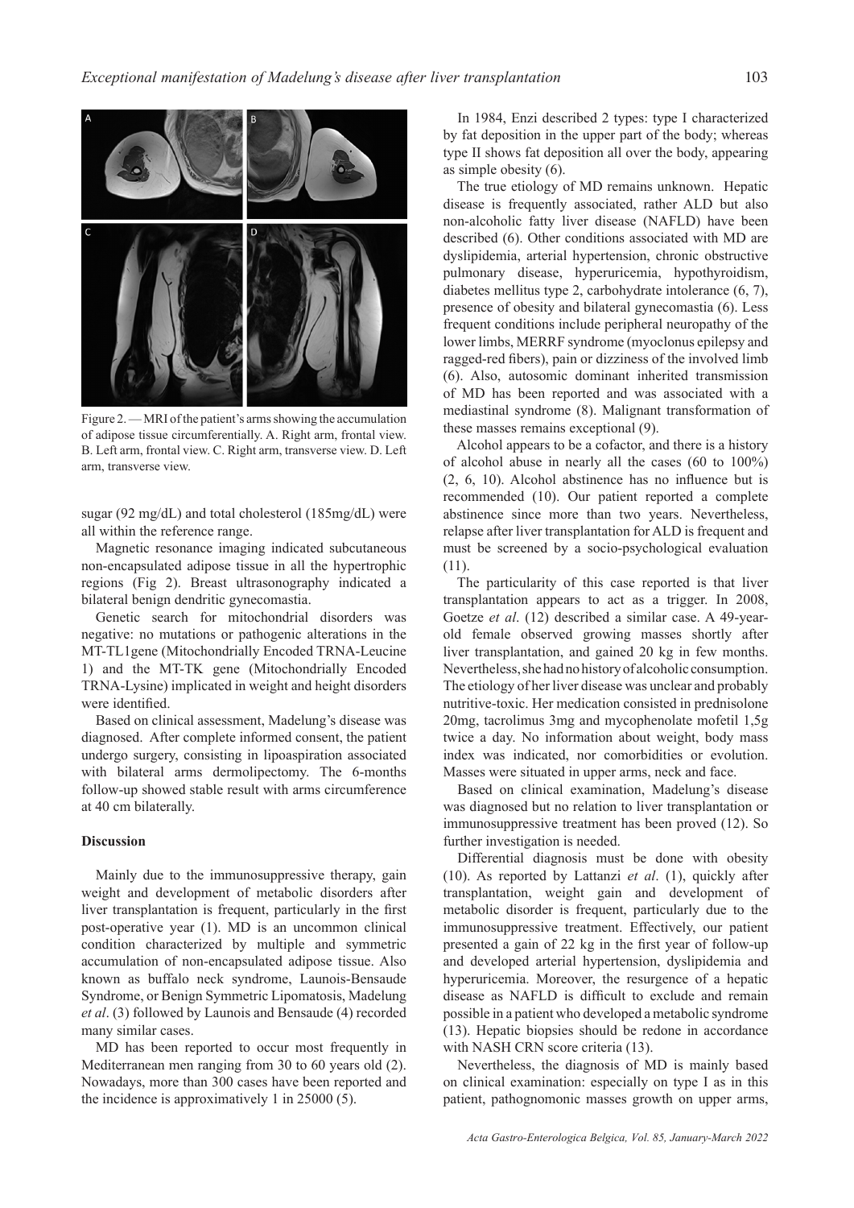Figure 2. — MRI of the patient's arms showing the accumulation of adipose tissue circumferentially. A. Right arm, frontal view. B. Left arm, frontal view. C. Right arm, transverse view. D. Left arm, transverse view.

sugar (92 mg/dL) and total cholesterol (185mg/dL) were all within the reference range.

Magnetic resonance imaging indicated subcutaneous non-encapsulated adipose tissue in all the hypertrophic regions (Fig 2). Breast ultrasonography indicated a bilateral benign dendritic gynecomastia.

Genetic search for mitochondrial disorders was negative: no mutations or pathogenic alterations in the MT-TL1gene (Mitochondrially Encoded TRNA-Leucine 1) and the MT-TK gene (Mitochondrially Encoded TRNA-Lysine) implicated in weight and height disorders were identified.

Based on clinical assessment, Madelung's disease was diagnosed. After complete informed consent, the patient undergo surgery, consisting in lipoaspiration associated with bilateral arms dermolipectomy. The 6-months follow-up showed stable result with arms circumference at 40 cm bilaterally.

## Discussion

Mainly due to the immunosuppressive therapy, gain weight and development of metabolic disorders after liver transplantation is frequent, particularly in the first post-operative year (1). MD is an uncommon clinical condition characterized by multiple and symmetric accumulation of non-encapsulated adipose tissue. Also known as buffalo neck syndrome, Launois-Bensaude Syndrome, or Benign Symmetric Lipomatosis, Madelung *et al*. (3) followed by Launois and Bensaude (4) recorded many similar cases.

MD has been reported to occur most frequently in Mediterranean men ranging from 30 to 60 years old (2). Nowadays, more than 300 cases have been reported and the incidence is approximately 1 in 25000 (5).

In 1984, Enzi described 2 types: type I characterized by fat deposition in the upper part of the body; whereas type II shows fat deposition all over the body, appearing as simple obesity (6).

The true etiology of MD remains unknown. Hepatic disease is frequently associated, rather ALD but also non-alcoholic fatty liver disease (NAFLD) have been described (6). Other conditions associated with MD are dyslipidemia, arterial hypertension, chronic obstructive pulmonary disease, hyperuricemia, hypothyroidism, diabetes mellitus type 2, carbohydrate intolerance (6, 7), presence of obesity and bilateral gynecomastia (6). Less frequent conditions include peripheral neuropathy of the lower limbs, MERRF syndrome (myoclonus epilepsy and ragged-red fibers), pain or dizziness of the involved limb (6). Also, autosomic dominant inherited transmission of MD has been reported and was associated with a mediastinal syndrome (8). Malignant transformation of these masses remains exceptional (9).

Alcohol appears to be a cofactor, and there is a history of alcohol abuse in nearly all the cases (60 to 100%) (2, 6, 10). Alcohol abstinence has no influence but is recommended (10). Our patient reported a complete abstinence since more than two years. Nevertheless, relapse after liver transplantation for ALD is frequent and must be screened by a socio-psychological evaluation (11).

The particularity of this case reported is that liver transplantation appears to act as a trigger. In 2008, Goetze *et al*. (12) described a similar case. A 49-year-old female observed growing masses shortly after liver transplantation, and gained 20 kg in few months. Nevertheless, she had no history of alcoholic consumption. The etiology of her liver disease was unclear and probably nutritive-toxic. Her medication consisted in prednisolone 20mg, tacrolimus 3mg and mycophenolate mofetil 1,5g twice a day. No information about weight, body mass index was indicated, nor comorbidities or evolution. Masses were situated in upper arms, neck and face.

Based on clinical examination, Madelung's disease was diagnosed but no relation to liver transplantation or immunosuppressive treatment has been proved (12). So further investigation is needed.

Differential diagnosis must be done with obesity (10). As reported by Lattanzi *et al*. (1), quickly after transplantation, weight gain and development of metabolic disorder is frequent, particularly due to the immunosuppressive treatment. Effectively, our patient presented a gain of 22 kg in the first year of follow-up and developed arterial hypertension, dyslipidemia and hyperuricemia. Moreover, the resurgence of a hepatic disease as NAFLD is difficult to exclude and remain possible in a patient who developed a metabolic syndrome (13). Hepatic biopsies should be redone in accordance with NASH CRN score criteria (13).

Nevertheless, the diagnosis of MD is mainly based on clinical examination: especially on type I as in this patient, pathognomonic masses growth on upper arms,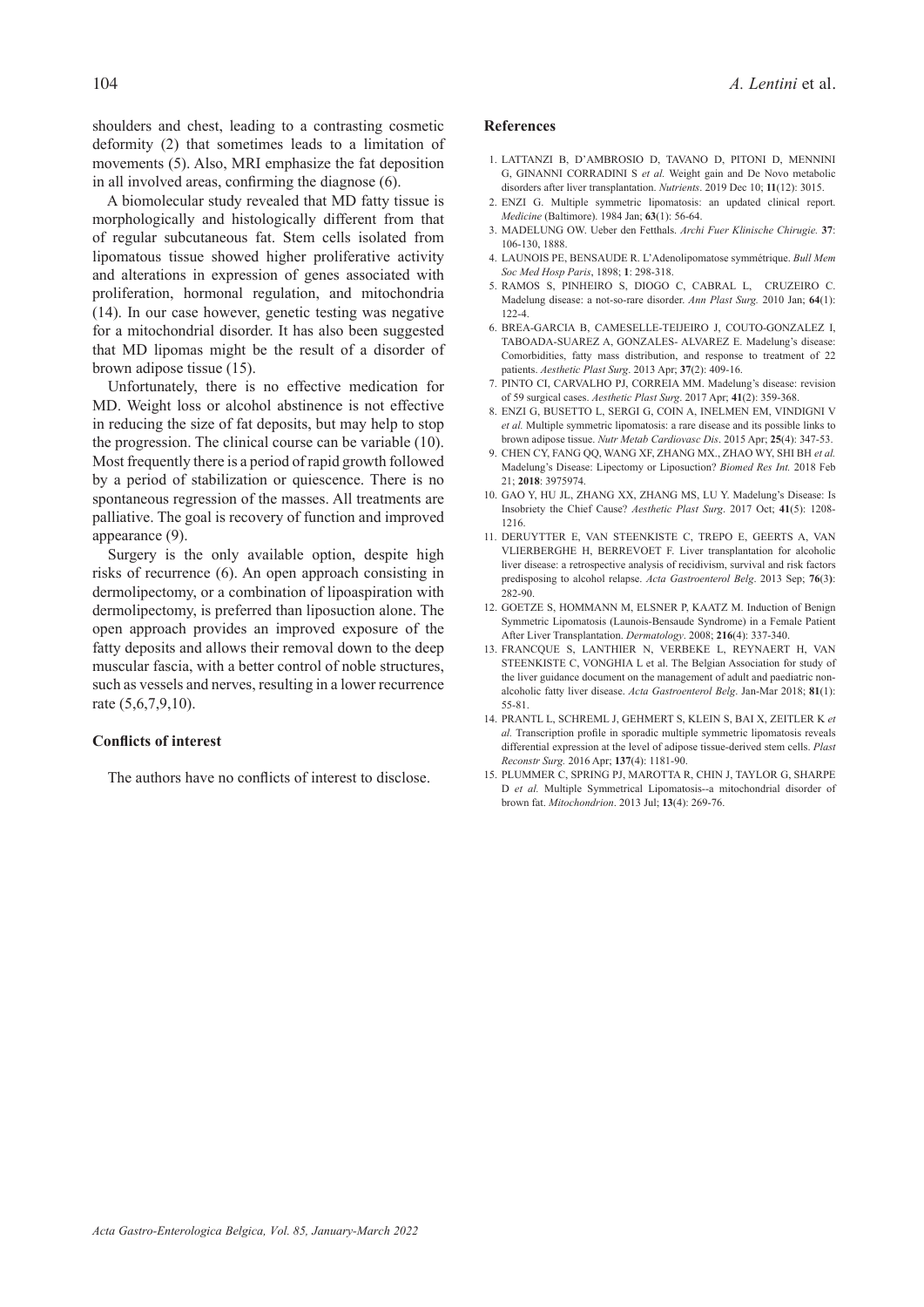shoulders and chest, leading to a contrasting cosmetic deformity (2) that sometimes leads to a limitation of movements (5). Also, MRI emphasize the fat deposition in all involved areas, confirming the diagnose (6).

A biomolecular study revealed that MD fatty tissue is morphologically and histologically different from that of regular subcutaneous fat. Stem cells isolated from lipomatous tissue showed higher proliferative activity and alterations in expression of genes associated with proliferation, hormonal regulation, and mitochondria (14). In our case however, genetic testing was negative for a mitochondrial disorder. It has also been suggested that MD lipomas might be the result of a disorder of brown adipose tissue (15).

Unfortunately, there is no effective medication for MD. Weight loss or alcohol abstinence is not effective in reducing the size of fat deposits, but may help to stop the progression. The clinical course can be variable (10). Most frequently there is a period of rapid growth followed by a period of stabilization or quiescence. There is no spontaneous regression of the masses. All treatments are palliative. The goal is recovery of function and improved appearance (9).

Surgery is the only available option, despite high risks of recurrence (6). An open approach consisting in dermolipectomy, or a combination of lipoaspiration with dermolipectomy, is preferred than liposuction alone. The open approach provides an improved exposure of the fatty deposits and allows their removal down to the deep muscular fascia, with a better control of noble structures, such as vessels and nerves, resulting in a lower recurrence rate (5,6,7,9,10).

### Conflicts of interest

The authors have no conflicts of interest to disclose.

### References

1. LATTANZI B, D'AMBROSIO D, TAVANO D, PITONI D, MENNINI G, GINANNI CORRADINI S *et al.* Weight gain and De Novo metabolic disorders after liver transplantation. *Nutrients*. 2019 Dec 10; **11**(12): 3015.
2. ENZI G. Multiple symmetric lipomatosis: an updated clinical report. *Medicine* (Baltimore). 1984 Jan; **63**(1): 56-64.
3. MADELUNG OW. Ueber den Fetthals. *Archi Fuer Klinische Chirugie.* **37**: 106-130, 1888.
4. LAUNOIS PE, BENSAUDE R. L'Adenolipomatose symmétrique. *Bull Mem Soc Med Hosp Paris*, 1898; **1**: 298-318.
5. RAMOS S, PINHEIRO S, DIOGO C, CABRAL L, CRUZEIRO C. Madelung disease: a not-so-rare disorder. *Ann Plast Surg.* 2010 Jan; **64**(1): 122-4.
6. BREA-GARCIA B, CAMESELLE-TEIJEIRO J, COUTO-GONZALEZ I, TABOADA-SUAREZ A, GONZALES- ALVAREZ E. Madelung's disease: Comorbidities, fatty mass distribution, and response to treatment of 22 patients. *Aesthetic Plast Surg*. 2013 Apr; **37**(2): 409-16.
7. PINTO CI, CARVALHO PJ, CORREIA MM. Madelung's disease: revision of 59 surgical cases. *Aesthetic Plast Surg*. 2017 Apr; **41**(2): 359-368.
8. ENZI G, BUSETTO L, SERGI G, COIN A, INELMEN EM, VINDIGNI V *et al.* Multiple symmetric lipomatosis: a rare disease and its possible links to brown adipose tissue. *Nutr Metab Cardiovasc Dis*. 2015 Apr; **25**(4): 347-53.
9. CHEN CY, FANG QQ, WANG XF, ZHANG MX., ZHAO WY, SHI BH *et al.* Madelung's Disease: Lipectomy or Liposuction? *Biomed Res Int.* 2018 Feb 21; **2018**: 3975974.
10. GAO Y, HU JL, ZHANG XX, ZHANG MS, LU Y. Madelung's Disease: Is Insobriety the Chief Cause? *Aesthetic Plast Surg*. 2017 Oct; **41**(5): 1208-1216.
11. DERUYTTER E, VAN STEENKISTE C, TREPO E, GEERTS A, VAN VLIERBERGHE H, BERREVOET F. Liver transplantation for alcoholic liver disease: a retrospective analysis of recidivism, survival and risk factors predisposing to alcohol relapse. *Acta Gastroenterol Belg*. 2013 Sep; **76**(3): 282-90.
12. GOETZE S, HOMMANN M, ELSNER P, KAATZ M. Induction of Benign Symmetric Lipomatosis (Launois-Bensaude Syndrome) in a Female Patient After Liver Transplantation. *Dermatology*. 2008; **216**(4): 337-340.
13. FRANCQUE S, LANTHIER N, VERBEKE L, REYNAERT H, VAN STEENKISTE C, VONGHIA L et al. The Belgian Association for study of the liver guidance document on the management of adult and paediatric non-alcoholic fatty liver disease. *Acta Gastroenterol Belg*. Jan-Mar 2018; **81**(1): 55-81.
14. PRANTL L, SCHREML J, GEHMERT S, KLEIN S, BAI X, ZEITLER K *et al.* Transcription profile in sporadic multiple symmetric lipomatosis reveals differential expression at the level of adipose tissue-derived stem cells. *Plast Reconstr Surg.* 2016 Apr; **137**(4): 1181-90.
15. PLUMMER C, SPRING PJ, MAROTTA R, CHIN J, TAYLOR G, SHARPE D *et al.* Multiple Symmetrical Lipomatosis--a mitochondrial disorder of brown fat. *Mitochondrion*. 2013 Jul; **13**(4): 269-76.